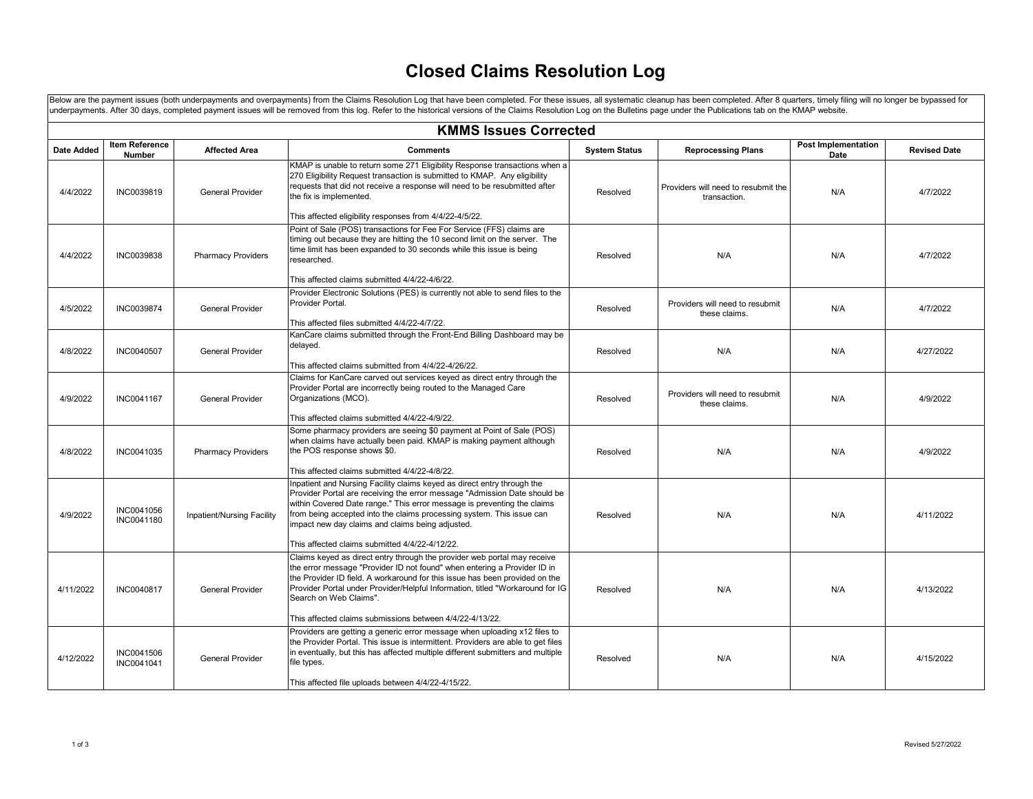# Closed Claims Resolution Log

Below are the payment issues (both underpayments and overpayments) from the Claims Resolution Log that have been completed. For these issues, all systematic cleanup has been completed. After 8 quarters, timely filing will no longer be bypassed for underpayments. After 30 days, completed payment issues will be removed from this log. Refer to the historical versions of the Claims Resolution Log on the Bulletins page under the Publications tab on the KMAP website.

## KMMS Issues Corrected

| Date Added | Item Reference Number | Affected Area | Comments | System Status | Reprocessing Plans | Post Implementation Date | Revised Date |
|---|---|---|---|---|---|---|---|
| 4/4/2022 | INC0039819 | General Provider | KMAP is unable to return some 271 Eligibility Response transactions when a 270 Eligibility Request transaction is submitted to KMAP. Any eligibility requests that did not receive a response will need to be resubmitted after the fix is implemented.<br><br>This affected eligibility responses from 4/4/22-4/5/22. | Resolved | Providers will need to resubmit the transaction. | N/A | 4/7/2022 |
| 4/4/2022 | INC0039838 | Pharmacy Providers | Point of Sale (POS) transactions for Fee For Service (FFS) claims are timing out because they are hitting the 10 second limit on the server. The time limit has been expanded to 30 seconds while this issue is being researched.<br><br>This affected claims submitted 4/4/22-4/6/22. | Resolved | N/A | N/A | 4/7/2022 |
| 4/5/2022 | INC0039874 | General Provider | Provider Electronic Solutions (PES) is currently not able to send files to the Provider Portal.<br><br>This affected files submitted 4/4/22-4/7/22. | Resolved | Providers will need to resubmit these claims. | N/A | 4/7/2022 |
| 4/8/2022 | INC0040507 | General Provider | KanCare claims submitted through the Front-End Billing Dashboard may be delayed.<br><br>This affected claims submitted from 4/4/22-4/26/22. | Resolved | N/A | N/A | 4/27/2022 |
| 4/9/2022 | INC0041167 | General Provider | Claims for KanCare carved out services keyed as direct entry through the Provider Portal are incorrectly being routed to the Managed Care Organizations (MCO).<br><br>This affected claims submitted 4/4/22-4/9/22. | Resolved | Providers will need to resubmit these claims. | N/A | 4/9/2022 |
| 4/8/2022 | INC0041035 | Pharmacy Providers | Some pharmacy providers are seeing $0 payment at Point of Sale (POS) when claims have actually been paid. KMAP is making payment although the POS response shows $0.<br><br>This affected claims submitted 4/4/22-4/8/22. | Resolved | N/A | N/A | 4/9/2022 |
| 4/9/2022 | INC0041056<br>INC0041180 | Inpatient/Nursing Facility | Inpatient and Nursing Facility claims keyed as direct entry through the Provider Portal are receiving the error message "Admission Date should be within Covered Date range." This error message is preventing the claims from being accepted into the claims processing system. This issue can impact new day claims and claims being adjusted.<br><br>This affected claims submitted 4/4/22-4/12/22. | Resolved | N/A | N/A | 4/11/2022 |
| 4/11/2022 | INC0040817 | General Provider | Claims keyed as direct entry through the provider web portal may receive the error message "Provider ID not found" when entering a Provider ID in the Provider ID field. A workaround for this issue has been provided on the Provider Portal under Provider/Helpful Information, titled "Workaround for IG Search on Web Claims".<br><br>This affected claims submissions between 4/4/22-4/13/22. | Resolved | N/A | N/A | 4/13/2022 |
| 4/12/2022 | INC0041506<br>INC0041041 | General Provider | Providers are getting a generic error message when uploading x12 files to the Provider Portal. This issue is intermittent. Providers are able to get files in eventually, but this has affected multiple different submitters and multiple file types.<br><br>This affected file uploads between 4/4/22-4/15/22. | Resolved | N/A | N/A | 4/15/2022 |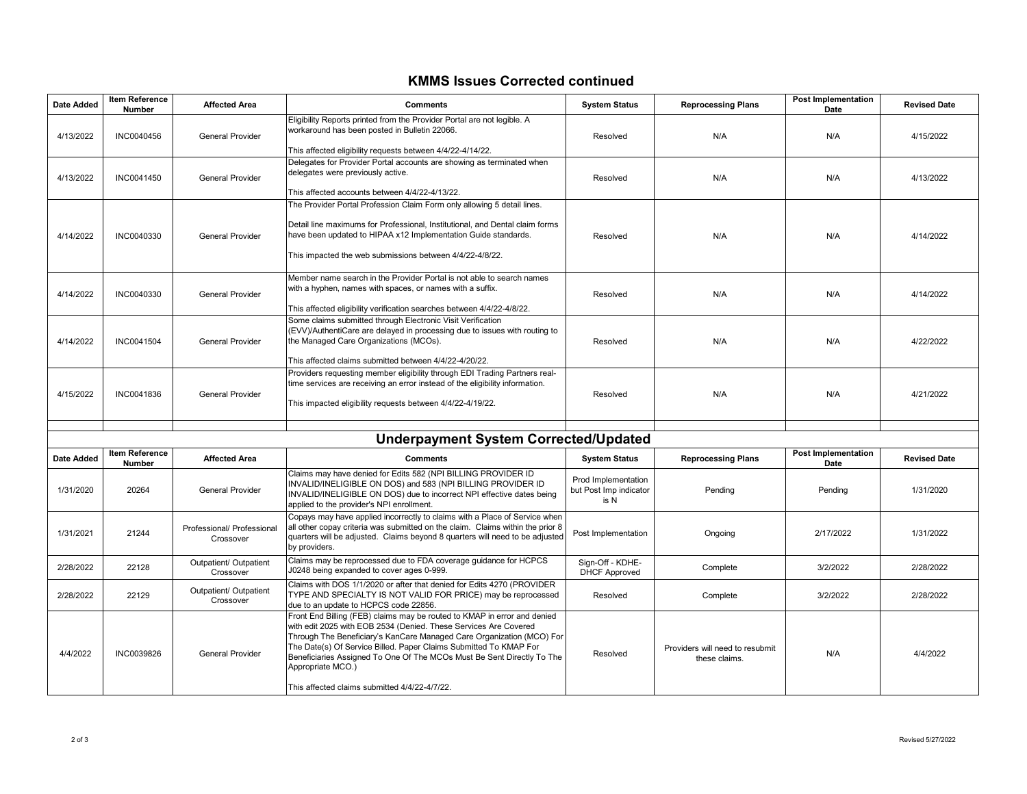## KMMS Issues Corrected continued

| Date Added | Item Reference Number | Affected Area | Comments | System Status | Reprocessing Plans | Post Implementation Date | Revised Date |
|---|---|---|---|---|---|---|---|
| 4/13/2022 | INC0040456 | General Provider | Eligibility Reports printed from the Provider Portal are not legible. A workaround has been posted in Bulletin 22066.<br><br>This affected eligibility requests between 4/4/22-4/14/22. | Resolved | N/A | N/A | 4/15/2022 |
| 4/13/2022 | INC0041450 | General Provider | Delegates for Provider Portal accounts are showing as terminated when delegates were previously active.<br><br>This affected accounts between 4/4/22-4/13/22. | Resolved | N/A | N/A | 4/13/2022 |
| 4/14/2022 | INC0040330 | General Provider | The Provider Portal Profession Claim Form only allowing 5 detail lines.<br><br>Detail line maximums for Professional, Institutional, and Dental claim forms have been updated to HIPAA x12 Implementation Guide standards.<br><br>This impacted the web submissions between 4/4/22-4/8/22. | Resolved | N/A | N/A | 4/14/2022 |
| 4/14/2022 | INC0040330 | General Provider | Member name search in the Provider Portal is not able to search names with a hyphen, names with spaces, or names with a suffix.<br><br>This affected eligibility verification searches between 4/4/22-4/8/22. | Resolved | N/A | N/A | 4/14/2022 |
| 4/14/2022 | INC0041504 | General Provider | Some claims submitted through Electronic Visit Verification (EVV)/AuthentiCare are delayed in processing due to issues with routing to the Managed Care Organizations (MCOs).<br><br>This affected claims submitted between 4/4/22-4/20/22. | Resolved | N/A | N/A | 4/22/2022 |
| 4/15/2022 | INC0041836 | General Provider | Providers requesting member eligibility through EDI Trading Partners real-time services are receiving an error instead of the eligibility information.<br><br>This impacted eligibility requests between 4/4/22-4/19/22. | Resolved | N/A | N/A | 4/21/2022 |

## Underpayment System Corrected/Updated

| Date Added | Item Reference Number | Affected Area | Comments | System Status | Reprocessing Plans | Post Implementation Date | Revised Date |
|---|---|---|---|---|---|---|---|
| 1/31/2020 | 20264 | General Provider | Claims may have denied for Edits 582 (NPI BILLING PROVIDER ID INVALID/INELIGIBLE ON DOS) and 583 (NPI BILLING PROVIDER ID INVALID/INELIGIBLE ON DOS) due to incorrect NPI effective dates being applied to the provider's NPI enrollment. | Prod Implementation but Post Imp indicator is N | Pending | Pending | 1/31/2020 |
| 1/31/2021 | 21244 | Professional/ Professional Crossover | Copays may have applied incorrectly to claims with a Place of Service when all other copay criteria was submitted on the claim. Claims within the prior 8 quarters will be adjusted. Claims beyond 8 quarters will need to be adjusted by providers. | Post Implementation | Ongoing | 2/17/2022 | 1/31/2022 |
| 2/28/2022 | 22128 | Outpatient/ Outpatient Crossover | Claims may be reprocessed due to FDA coverage guidance for HCPCS J0248 being expanded to cover ages 0-999. | Sign-Off - KDHE-DHCF Approved | Complete | 3/2/2022 | 2/28/2022 |
| 2/28/2022 | 22129 | Outpatient/ Outpatient Crossover | Claims with DOS 1/1/2020 or after that denied for Edits 4270 (PROVIDER TYPE AND SPECIALTY IS NOT VALID FOR PRICE) may be reprocessed due to an update to HCPCS code 22856. | Resolved | Complete | 3/2/2022 | 2/28/2022 |
| 4/4/2022 | INC0039826 | General Provider | Front End Billing (FEB) claims may be routed to KMAP in error and denied with edit 2025 with EOB 2534 (Denied. These Services Are Covered Through The Beneficiary's KanCare Managed Care Organization (MCO) For The Date(s) Of Service Billed. Paper Claims Submitted To KMAP For Beneficiaries Assigned To One Of The MCOs Must Be Sent Directly To The Appropriate MCO.)<br><br>This affected claims submitted 4/4/22-4/7/22. | Resolved | Providers will need to resubmit these claims. | N/A | 4/4/2022 |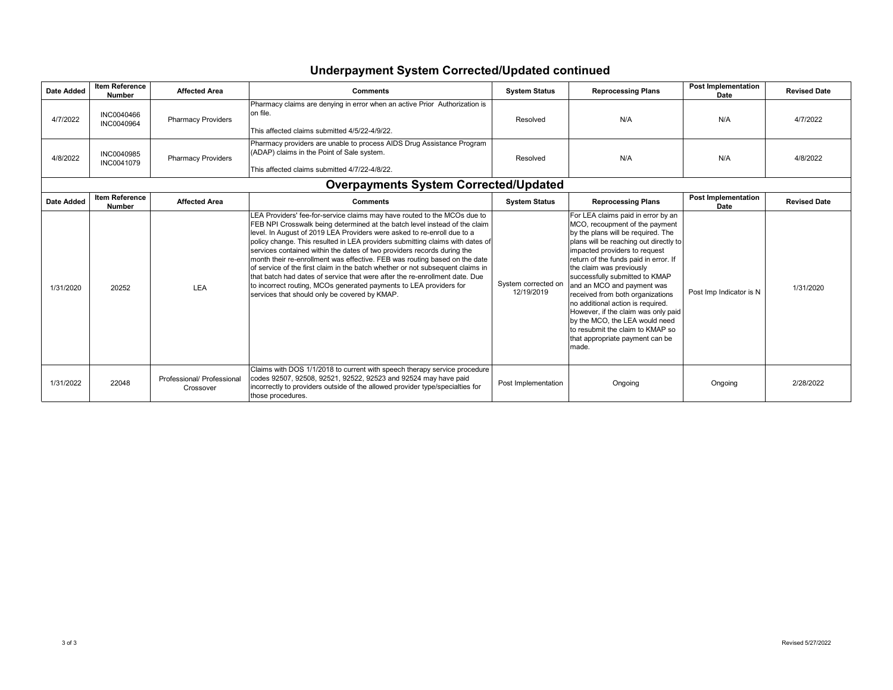## Underpayment System Corrected/Updated continued

| Date Added | Item Reference Number | Affected Area | Comments | System Status | Reprocessing Plans | Post Implementation Date | Revised Date |
|---|---|---|---|---|---|---|---|
| 4/7/2022 | INC0040466 INC0040964 | Pharmacy Providers | Pharmacy claims are denying in error when an active Prior Authorization is on file.<br><br>This affected claims submitted 4/5/22-4/9/22. | Resolved | N/A | N/A | 4/7/2022 |
| 4/8/2022 | INC0040985 INC0041079 | Pharmacy Providers | Pharmacy providers are unable to process AIDS Drug Assistance Program (ADAP) claims in the Point of Sale system.<br><br>This affected claims submitted 4/7/22-4/8/22. | Resolved | N/A | N/A | 4/8/2022 |

## Overpayments System Corrected/Updated

| Date Added | Item Reference Number | Affected Area | Comments | System Status | Reprocessing Plans | Post Implementation Date | Revised Date |
|---|---|---|---|---|---|---|---|
| 1/31/2020 | 20252 | LEA | LEA Providers' fee-for-service claims may have routed to the MCOs due to FEB NPI Crosswalk being determined at the batch level instead of the claim level. In August of 2019 LEA Providers were asked to re-enroll due to a policy change. This resulted in LEA providers submitting claims with dates of services contained within the dates of two providers records during the month their re-enrollment was effective. FEB was routing based on the date of service of the first claim in the batch whether or not subsequent claims in that batch had dates of service that were after the re-enrollment date. Due to incorrect routing, MCOs generated payments to LEA providers for services that should only be covered by KMAP. | System corrected on 12/19/2019 | For LEA claims paid in error by an MCO, recoupment of the payment by the plans will be required. The plans will be reaching out directly to impacted providers to request return of the funds paid in error. If the claim was previously successfully submitted to KMAP and an MCO and payment was received from both organizations no additional action is required. However, if the claim was only paid by the MCO, the LEA would need to resubmit the claim to KMAP so that appropriate payment can be made. | Post Imp Indicator is N | 1/31/2020 |
| 1/31/2022 | 22048 | Professional/ Professional Crossover | Claims with DOS 1/1/2018 to current with speech therapy service procedure codes 92507, 92508, 92521, 92522, 92523 and 92524 may have paid incorrectly to providers outside of the allowed provider type/specialties for those procedures. | Post Implementation | Ongoing | Ongoing | 2/28/2022 |

Revised 5/27/2022